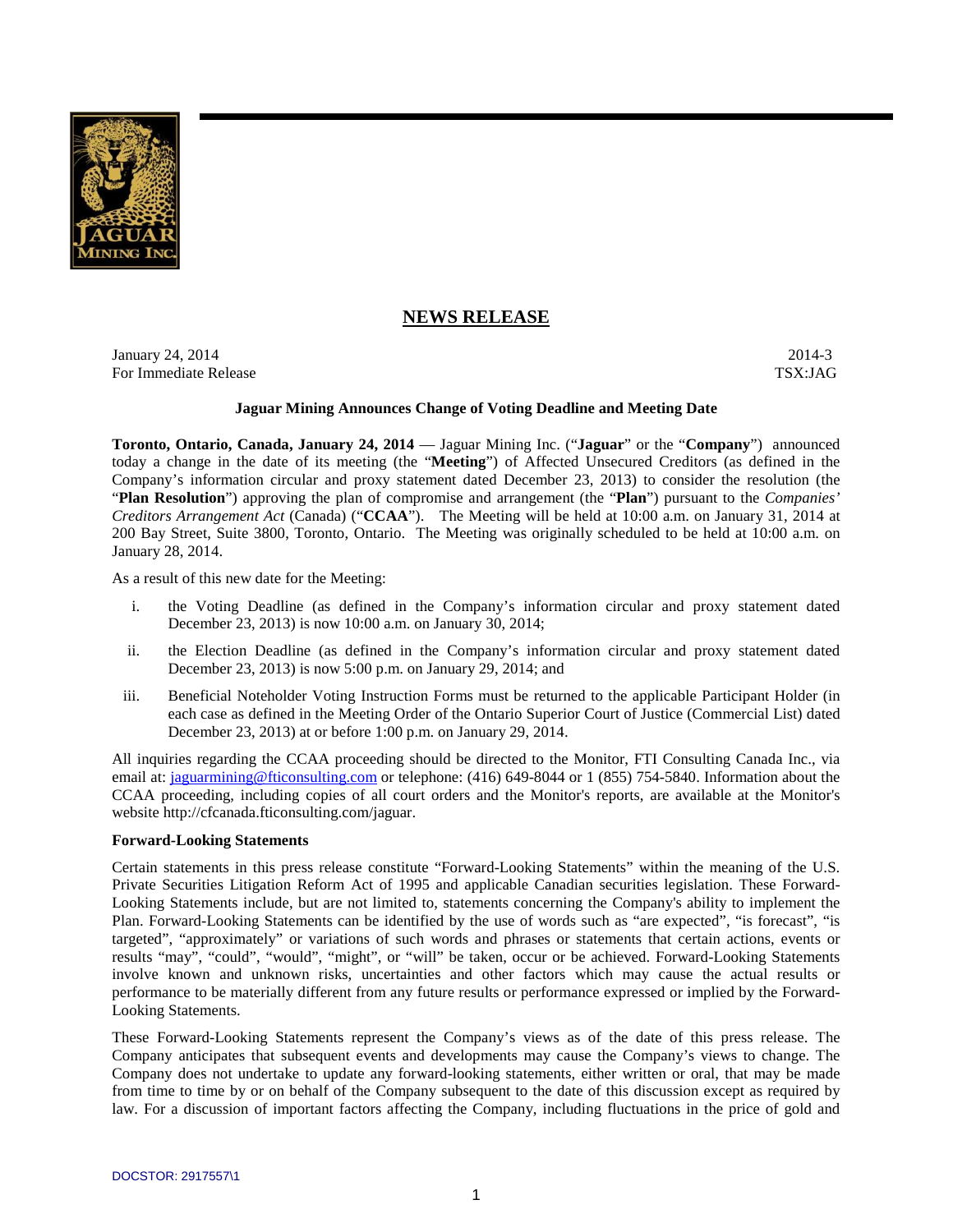# NEWS RELEASE

January 24, 2014  
For Immediate Release

2014-3  
TSX:JAG

**Jaguar Mining Announces Change of Voting Deadline and Meeting Date**

**Toronto, Ontario, Canada, January 24, 2014** — Jaguar Mining Inc. ("**Jaguar**" or the "**Company**") announced today a change in the date of its meeting (the "**Meeting**") of Affected Unsecured Creditors (as defined in the Company's information circular and proxy statement dated December 23, 2013) to consider the resolution (the "**Plan Resolution**") approving the plan of compromise and arrangement (the "**Plan**") pursuant to the *Companies' Creditors Arrangement Act* (Canada) ("**CCAA**"). The Meeting will be held at 10:00 a.m. on January 31, 2014 at 200 Bay Street, Suite 3800, Toronto, Ontario. The Meeting was originally scheduled to be held at 10:00 a.m. on January 28, 2014.

As a result of this new date for the Meeting:

i. the Voting Deadline (as defined in the Company's information circular and proxy statement dated December 23, 2013) is now 10:00 a.m. on January 30, 2014;

ii. the Election Deadline (as defined in the Company's information circular and proxy statement dated December 23, 2013) is now 5:00 p.m. on January 29, 2014; and

iii. Beneficial Noteholder Voting Instruction Forms must be returned to the applicable Participant Holder (in each case as defined in the Meeting Order of the Ontario Superior Court of Justice (Commercial List) dated December 23, 2013) at or before 1:00 p.m. on January 29, 2014.

All inquiries regarding the CCAA proceeding should be directed to the Monitor, FTI Consulting Canada Inc., via email at: jaguarmining@fticonsulting.com or telephone: (416) 649-8044 or 1 (855) 754-5840. Information about the CCAA proceeding, including copies of all court orders and the Monitor's reports, are available at the Monitor's website http://cfcanada.fticonsulting.com/jaguar.

**Forward-Looking Statements**

Certain statements in this press release constitute "Forward-Looking Statements" within the meaning of the U.S. Private Securities Litigation Reform Act of 1995 and applicable Canadian securities legislation. These Forward-Looking Statements include, but are not limited to, statements concerning the Company's ability to implement the Plan. Forward-Looking Statements can be identified by the use of words such as "are expected", "is forecast", "is targeted", "approximately" or variations of such words and phrases or statements that certain actions, events or results "may", "could", "would", "might", or "will" be taken, occur or be achieved. Forward-Looking Statements involve known and unknown risks, uncertainties and other factors which may cause the actual results or performance to be materially different from any future results or performance expressed or implied by the Forward-Looking Statements.

These Forward-Looking Statements represent the Company's views as of the date of this press release. The Company anticipates that subsequent events and developments may cause the Company's views to change. The Company does not undertake to update any forward-looking statements, either written or oral, that may be made from time to time by or on behalf of the Company subsequent to the date of this discussion except as required by law. For a discussion of important factors affecting the Company, including fluctuations in the price of gold and

DOCSTOR: 2917557\1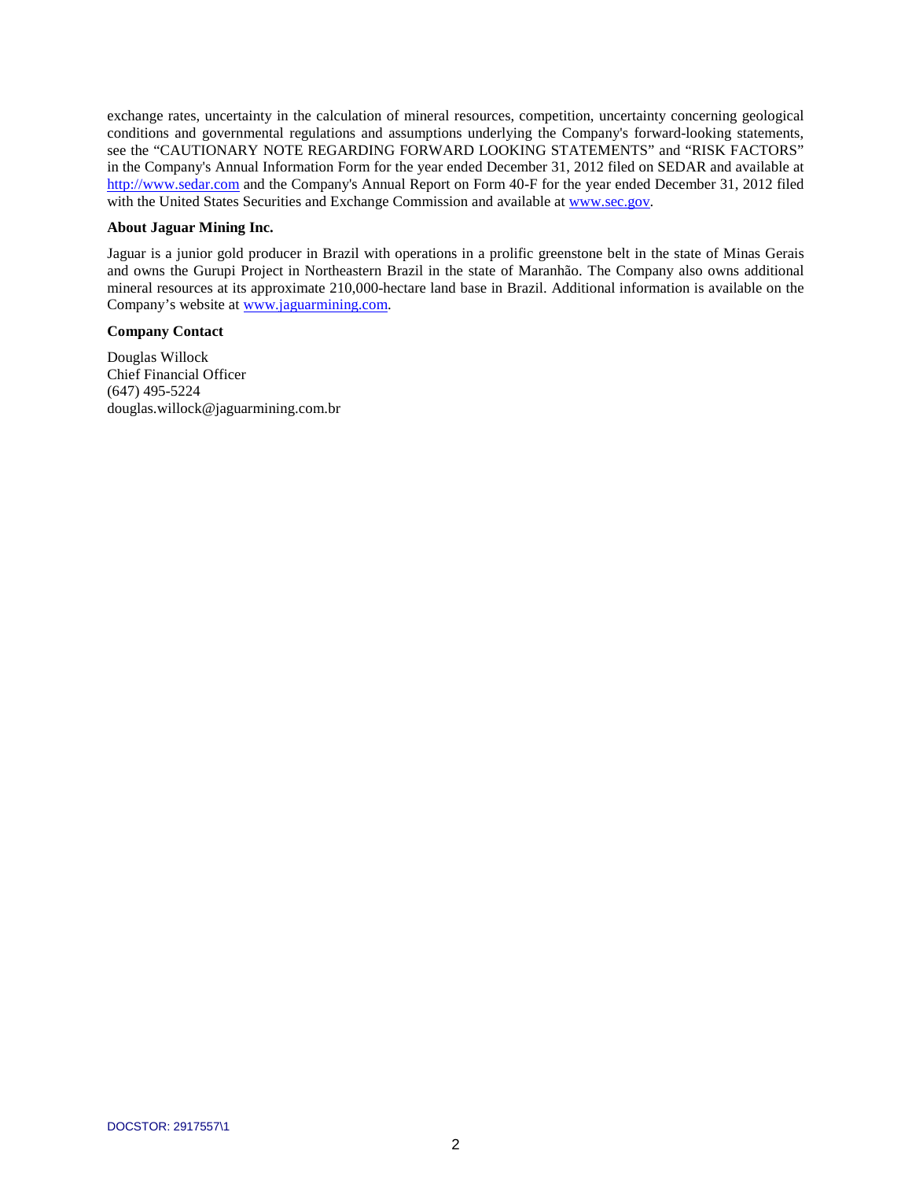exchange rates, uncertainty in the calculation of mineral resources, competition, uncertainty concerning geological conditions and governmental regulations and assumptions underlying the Company's forward-looking statements, see the "CAUTIONARY NOTE REGARDING FORWARD LOOKING STATEMENTS" and "RISK FACTORS" in the Company's Annual Information Form for the year ended December 31, 2012 filed on SEDAR and available at http://www.sedar.com and the Company's Annual Report on Form 40-F for the year ended December 31, 2012 filed with the United States Securities and Exchange Commission and available at www.sec.gov.

**About Jaguar Mining Inc.**

Jaguar is a junior gold producer in Brazil with operations in a prolific greenstone belt in the state of Minas Gerais and owns the Gurupi Project in Northeastern Brazil in the state of Maranhão. The Company also owns additional mineral resources at its approximate 210,000-hectare land base in Brazil. Additional information is available on the Company's website at www.jaguarmining.com.

**Company Contact**

Douglas Willock
Chief Financial Officer
(647) 495-5224
douglas.willock@jaguarmining.com.br

DOCSTOR: 2917557\1